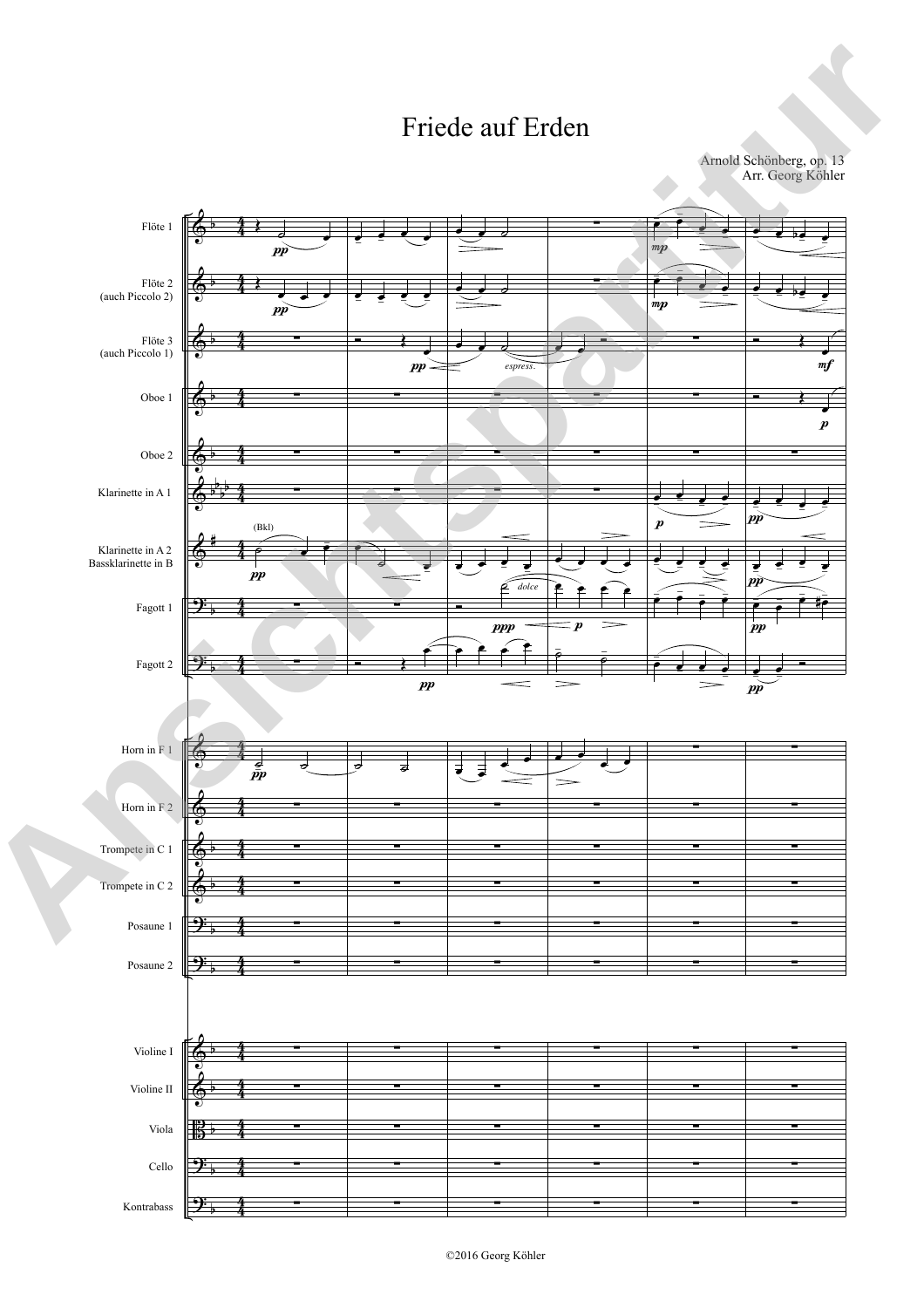# Friede auf Erden

Arnold Schönberg, op. 13
Arr. Georg Köhler

©2016 Georg Köhler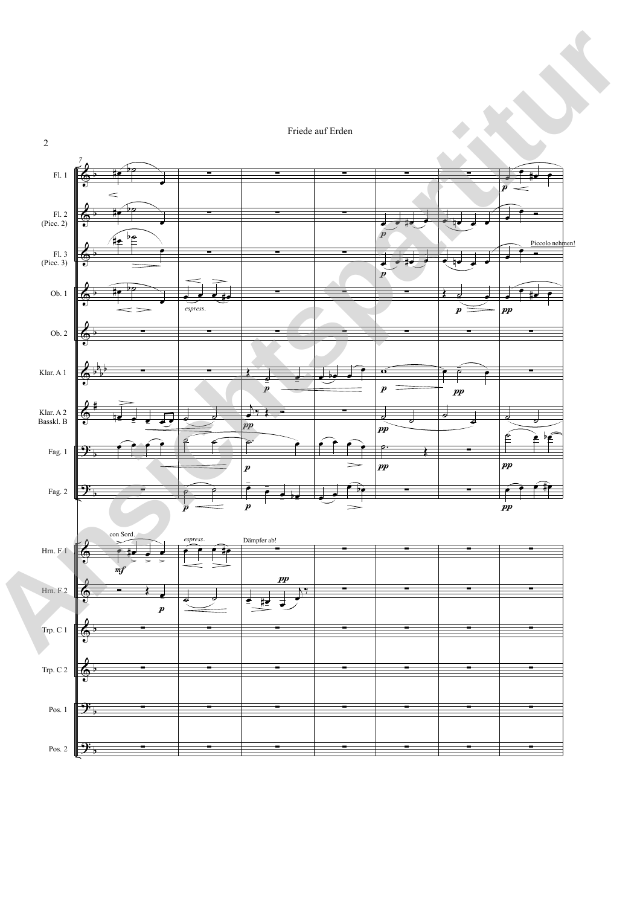Friede auf Erden

Fl. 1

Fl. 2 (Picc. 2)

Fl. 3 (Picc. 3)

Ob. 1

Ob. 2

Klar. A 1

Klar. A 2 Basskl. B

Fag. 1

Fag. 2

Hrn. F 1

Hrn. F 2

Trp. C 1

Trp. C 2

Pos. 1

Pos. 2

Piccolo nehmen!

*espress.*

con Sord.

Dämpfer ab!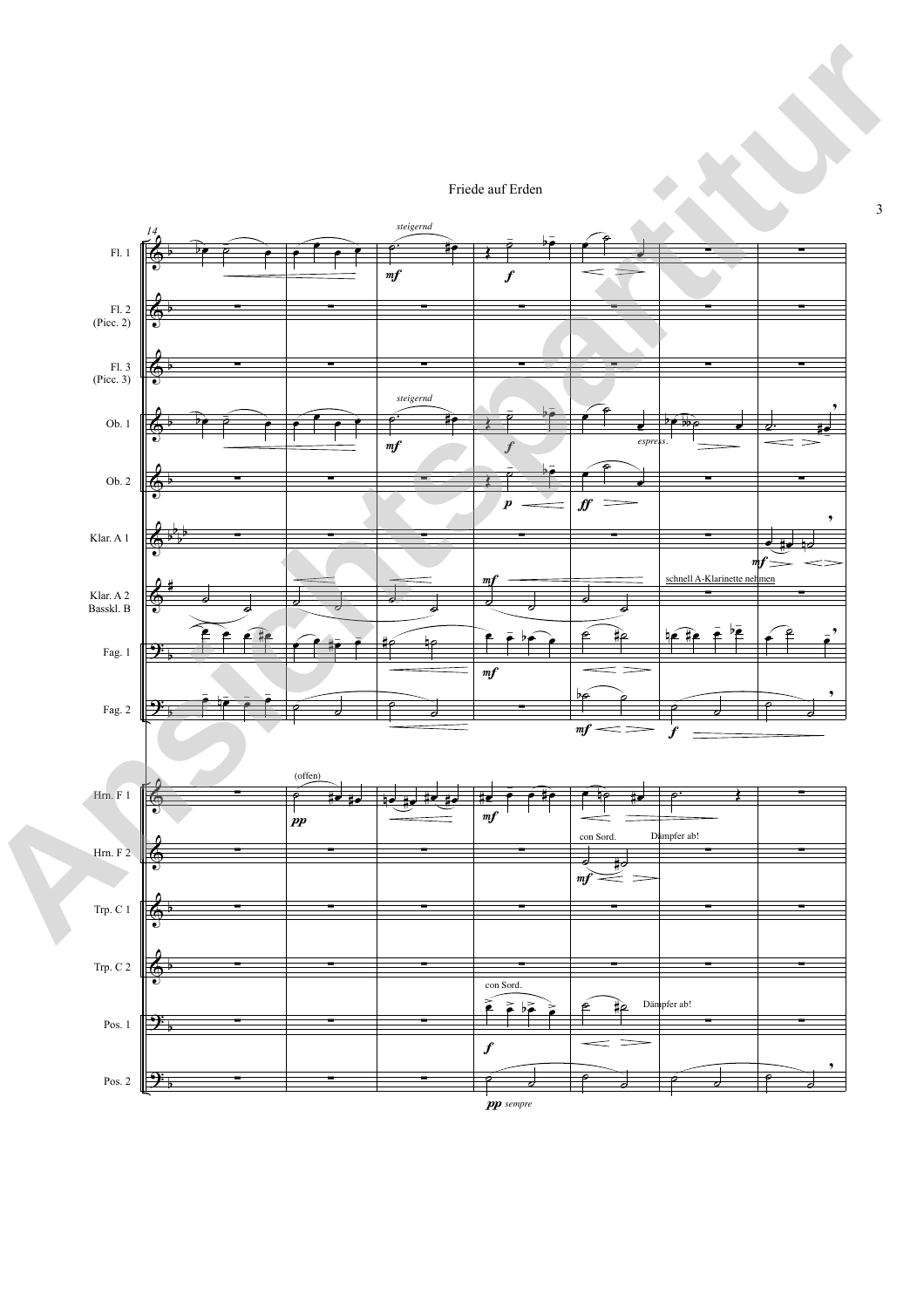Friede auf Erden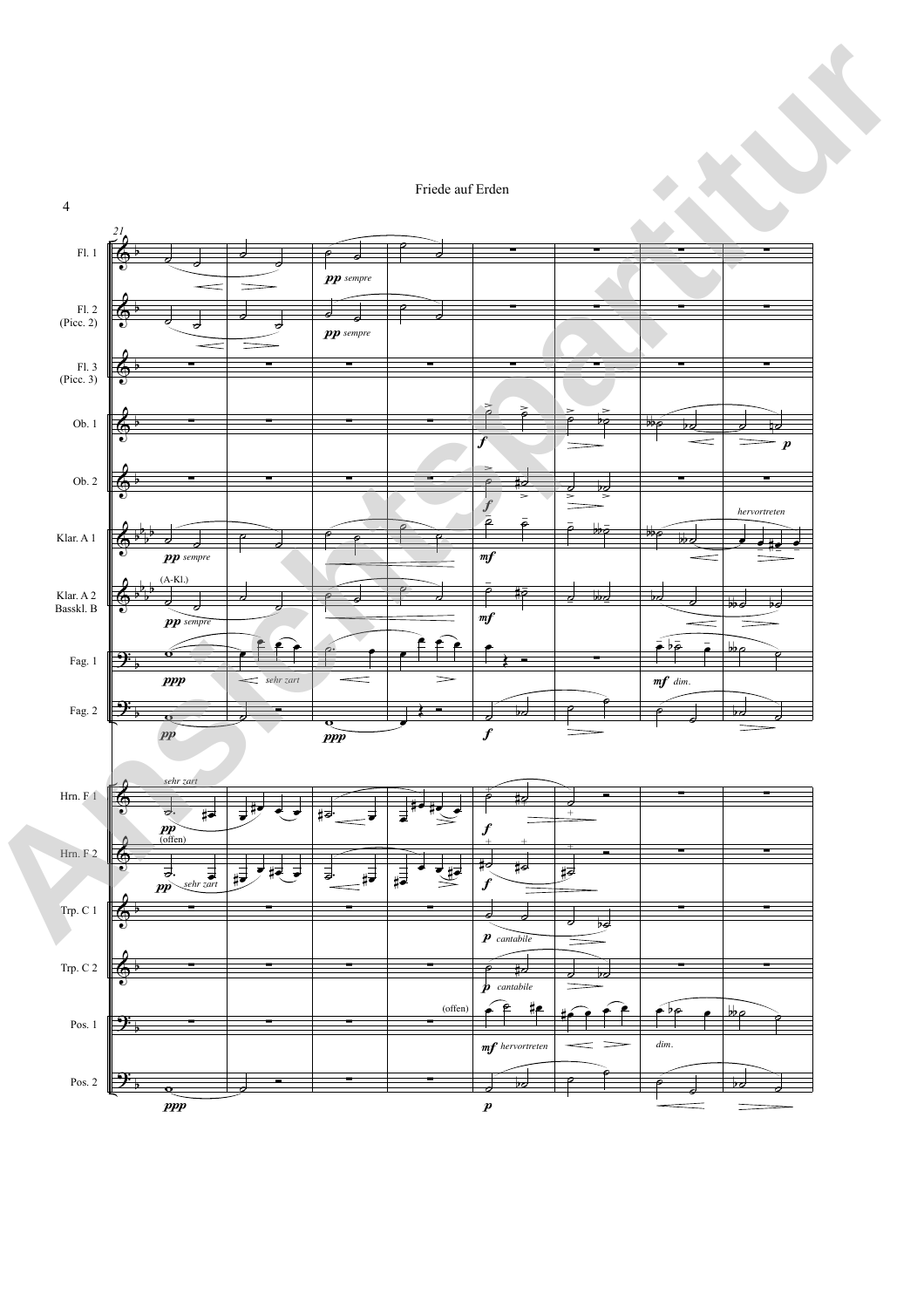Friede auf Erden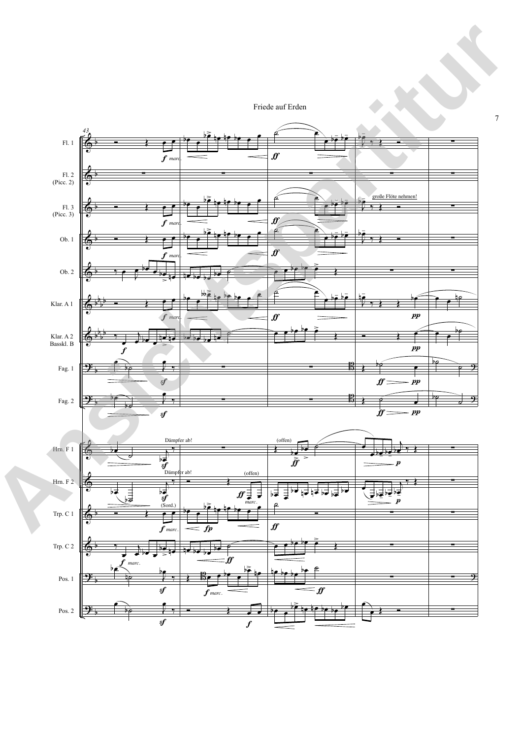Friede auf Erden

43

Fl. 1

Fl. 2 (Picc. 2)

Fl. 3 (Picc. 3)

Ob. 1

Ob. 2

Klar. A 1

Klar. A 2 Basskl. B

Fag. 1

Fag. 2

Hrn. F 1

Hrn. F 2

Trp. C 1

Trp. C 2

Pos. 1

Pos. 2

*f marc.*

*ff*

große Flöte nehmen!

*pp*

*f*

*sf*

*ff*

Dämpfer ab!

(offen)

*p*

*marc.*

(Sord.)

*fp*

*f*